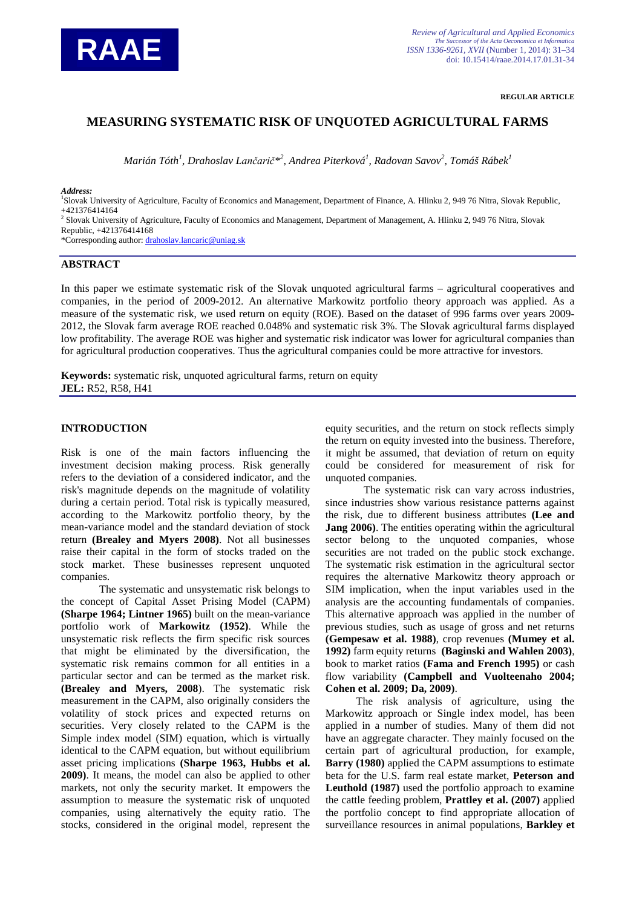REGULAR ARTICLE

# MEASURING SYSTEMATIC RISK OF UNQUOTED AGRICULTURAL FARMS

*Marián Tóth[1], Drahoslav Lančarič*[2], Andrea Piterková[1], Radovan Savov[2], Tomáš Rábek[1]*

***Address:***
[1]Slovak University of Agriculture, Faculty of Economics and Management, Department of Finance, A. Hlinku 2, 949 76 Nitra, Slovak Republic, +421376414164
[2] Slovak University of Agriculture, Faculty of Economics and Management, Department of Management, A. Hlinku 2, 949 76 Nitra, Slovak Republic, +421376414168
*Corresponding author: drahoslav.lancaric@uniag.sk

## ABSTRACT

In this paper we estimate systematic risk of the Slovak unquoted agricultural farms – agricultural cooperatives and companies, in the period of 2009-2012. An alternative Markowitz portfolio theory approach was applied. As a measure of the systematic risk, we used return on equity (ROE). Based on the dataset of 996 farms over years 2009-2012, the Slovak farm average ROE reached 0.048% and systematic risk 3%. The Slovak agricultural farms displayed low profitability. The average ROE was higher and systematic risk indicator was lower for agricultural companies than for agricultural production cooperatives. Thus the agricultural companies could be more attractive for investors.

**Keywords:** systematic risk, unquoted agricultural farms, return on equity
**JEL:** R52, R58, H41

## INTRODUCTION

Risk is one of the main factors influencing the investment decision making process. Risk generally refers to the deviation of a considered indicator, and the risk's magnitude depends on the magnitude of volatility during a certain period. Total risk is typically measured, according to the Markowitz portfolio theory, by the mean-variance model and the standard deviation of stock return **(Brealey and Myers 2008)**. Not all businesses raise their capital in the form of stocks traded on the stock market. These businesses represent unquoted companies.

The systematic and unsystematic risk belongs to the concept of Capital Asset Prising Model (CAPM) **(Sharpe 1964; Lintner 1965)** built on the mean-variance portfolio work of **Markowitz (1952)**. While the unsystematic risk reflects the firm specific risk sources that might be eliminated by the diversification, the systematic risk remains common for all entities in a particular sector and can be termed as the market risk. **(Brealey and Myers, 2008**). The systematic risk measurement in the CAPM, also originally considers the volatility of stock prices and expected returns on securities. Very closely related to the CAPM is the Simple index model (SIM) equation, which is virtually identical to the CAPM equation, but without equilibrium asset pricing implications **(Sharpe 1963, Hubbs et al. 2009)**. It means, the model can also be applied to other markets, not only the security market. It empowers the assumption to measure the systematic risk of unquoted companies, using alternatively the equity ratio. The stocks, considered in the original model, represent the equity securities, and the return on stock reflects simply the return on equity invested into the business. Therefore, it might be assumed, that deviation of return on equity could be considered for measurement of risk for unquoted companies.

The systematic risk can vary across industries, since industries show various resistance patterns against the risk, due to different business attributes **(Lee and Jang 2006)**. The entities operating within the agricultural sector belong to the unquoted companies, whose securities are not traded on the public stock exchange. The systematic risk estimation in the agricultural sector requires the alternative Markowitz theory approach or SIM implication, when the input variables used in the analysis are the accounting fundamentals of companies. This alternative approach was applied in the number of previous studies, such as usage of gross and net returns **(Gempesaw et al. 1988)**, crop revenues **(Mumey et al. 1992)** farm equity returns **(Baginski and Wahlen 2003)**, book to market ratios **(Fama and French 1995)** or cash flow variability **(Campbell and Vuolteenaho 2004; Cohen et al. 2009; Da, 2009)**.

The risk analysis of agriculture, using the Markowitz approach or Single index model, has been applied in a number of studies. Many of them did not have an aggregate character. They mainly focused on the certain part of agricultural production, for example, **Barry (1980)** applied the CAPM assumptions to estimate beta for the U.S. farm real estate market, **Peterson and Leuthold (1987)** used the portfolio approach to examine the cattle feeding problem, **Prattley et al. (2007)** applied the portfolio concept to find appropriate allocation of surveillance resources in animal populations, **Barkley et**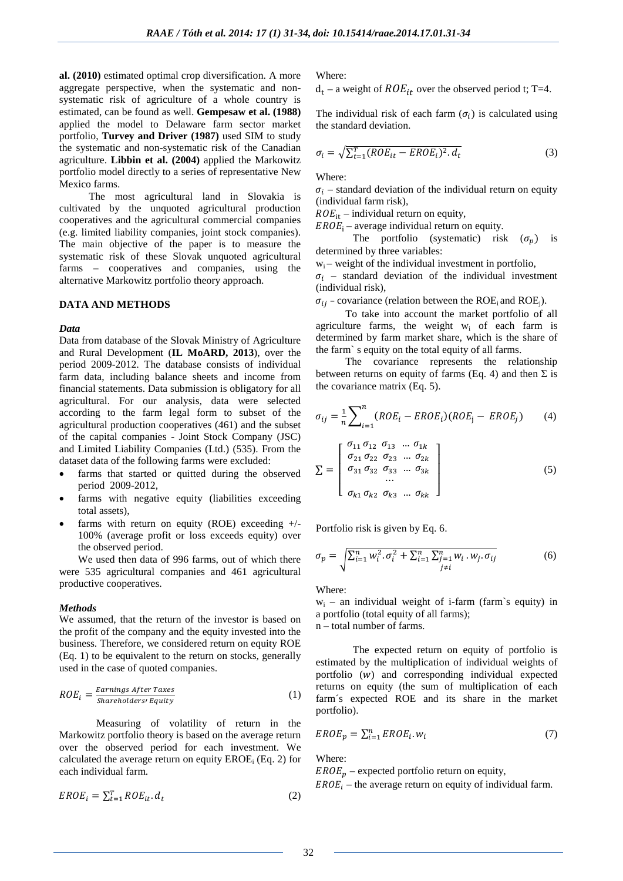**al. (2010)** estimated optimal crop diversification. A more aggregate perspective, when the systematic and non-systematic risk of agriculture of a whole country is estimated, can be found as well. **Gempesaw et al. (1988)** applied the model to Delaware farm sector market portfolio, **Turvey and Driver (1987)** used SIM to study the systematic and non-systematic risk of the Canadian agriculture. **Libbin et al. (2004)** applied the Markowitz portfolio model directly to a series of representative New Mexico farms.

The most agricultural land in Slovakia is cultivated by the unquoted agricultural production cooperatives and the agricultural commercial companies (e.g. limited liability companies, joint stock companies). The main objective of the paper is to measure the systematic risk of these Slovak unquoted agricultural farms – cooperatives and companies, using the alternative Markowitz portfolio theory approach.

## DATA AND METHODS

### *Data*

Data from database of the Slovak Ministry of Agriculture and Rural Development (**IL MoARD, 2013**), over the period 2009-2012. The database consists of individual farm data, including balance sheets and income from financial statements. Data submission is obligatory for all agricultural. For our analysis, data were selected according to the farm legal form to subset of the agricultural production cooperatives (461) and the subset of the capital companies - Joint Stock Company (JSC) and Limited Liability Companies (Ltd.) (535). From the dataset data of the following farms were excluded:

- farms that started or quitted during the observed period 2009-2012,
- farms with negative equity (liabilities exceeding total assets),
- farms with return on equity (ROE) exceeding +/- 100% (average profit or loss exceeds equity) over the observed period.

We used then data of 996 farms, out of which there were 535 agricultural companies and 461 agricultural productive cooperatives.

### *Methods*

We assumed, that the return of the investor is based on the profit of the company and the equity invested into the business. Therefore, we considered return on equity ROE (Eq. 1) to be equivalent to the return on stocks, generally used in the case of quoted companies.

$$ROE_i = \frac{Earnings\ After\ Taxes}{Shareholders'\ Equity} \tag{1}$$

Measuring of volatility of return in the Markowitz portfolio theory is based on the average return over the observed period for each investment. We calculated the average return on equity $EROE_i$ (Eq. 2) for each individual farm.

$$EROE_i = \sum_{t=1}^{T} ROE_{it} . d_t \tag{2}$$

Where:

$d_t$ – a weight of $ROE_{it}$ over the observed period t; T=4.

The individual risk of each farm ($\sigma_i$) is calculated using the standard deviation.

$$\sigma_i = \sqrt{\sum_{t=1}^{T} (ROE_{it} - EROE_i)^2 . d_t} \tag{3}$$

Where:

$\sigma_i$ – standard deviation of the individual return on equity (individual farm risk),

$ROE_{it}$ – individual return on equity,

$EROE_i$ – average individual return on equity.

The portfolio (systematic) risk ($\sigma_p$) is determined by three variables:

$w_i$ – weight of the individual investment in portfolio,

$\sigma_i$ – standard deviation of the individual investment (individual risk),

$\sigma_{ij}$ – covariance (relation between the $ROE_i$ and $ROE_j$).

To take into account the market portfolio of all agriculture farms, the weight $w_i$ of each farm is determined by farm market share, which is the share of the farm` s equity on the total equity of all farms.

The covariance represents the relationship between returns on equity of farms (Eq. 4) and then Σ is the covariance matrix (Eq. 5).

$$\sigma_{ij} = \frac{1}{n} \sum_{i=1}^{n} (ROE_i - EROE_i)(ROE_j - EROE_j) \tag{4}$$

$$\Sigma = \begin{bmatrix} \sigma_{11}\, \sigma_{12}\, \sigma_{13}\, \ldots\, \sigma_{1k} \\ \sigma_{21}\, \sigma_{22}\, \sigma_{23}\, \ldots\, \sigma_{2k} \\ \sigma_{31}\, \sigma_{32}\, \sigma_{33}\, \ldots\, \sigma_{3k} \\ \ldots \\ \sigma_{k1}\, \sigma_{k2}\, \sigma_{k3}\, \ldots\, \sigma_{kk} \end{bmatrix} \tag{5}$$

Portfolio risk is given by Eq. 6.

$$\sigma_p = \sqrt{\sum_{i=1}^{n} w_i^2 . \sigma_i^2 + \sum_{i=1}^{n} \sum_{\substack{j=1 \\ j \neq i}}^{n} w_i . w_j . \sigma_{ij}} \tag{6}$$

Where:

$w_i$ – an individual weight of i-farm (farm`s equity) in a portfolio (total equity of all farms);

n – total number of farms.

The expected return on equity of portfolio is estimated by the multiplication of individual weights of portfolio ($w$) and corresponding individual expected returns on equity (the sum of multiplication of each farm´s expected ROE and its share in the market portfolio).

$$EROE_p = \sum_{i=1}^{n} EROE_i . w_i \tag{7}$$

Where:

$EROE_p$ – expected portfolio return on equity,

$EROE_i$ – the average return on equity of individual farm.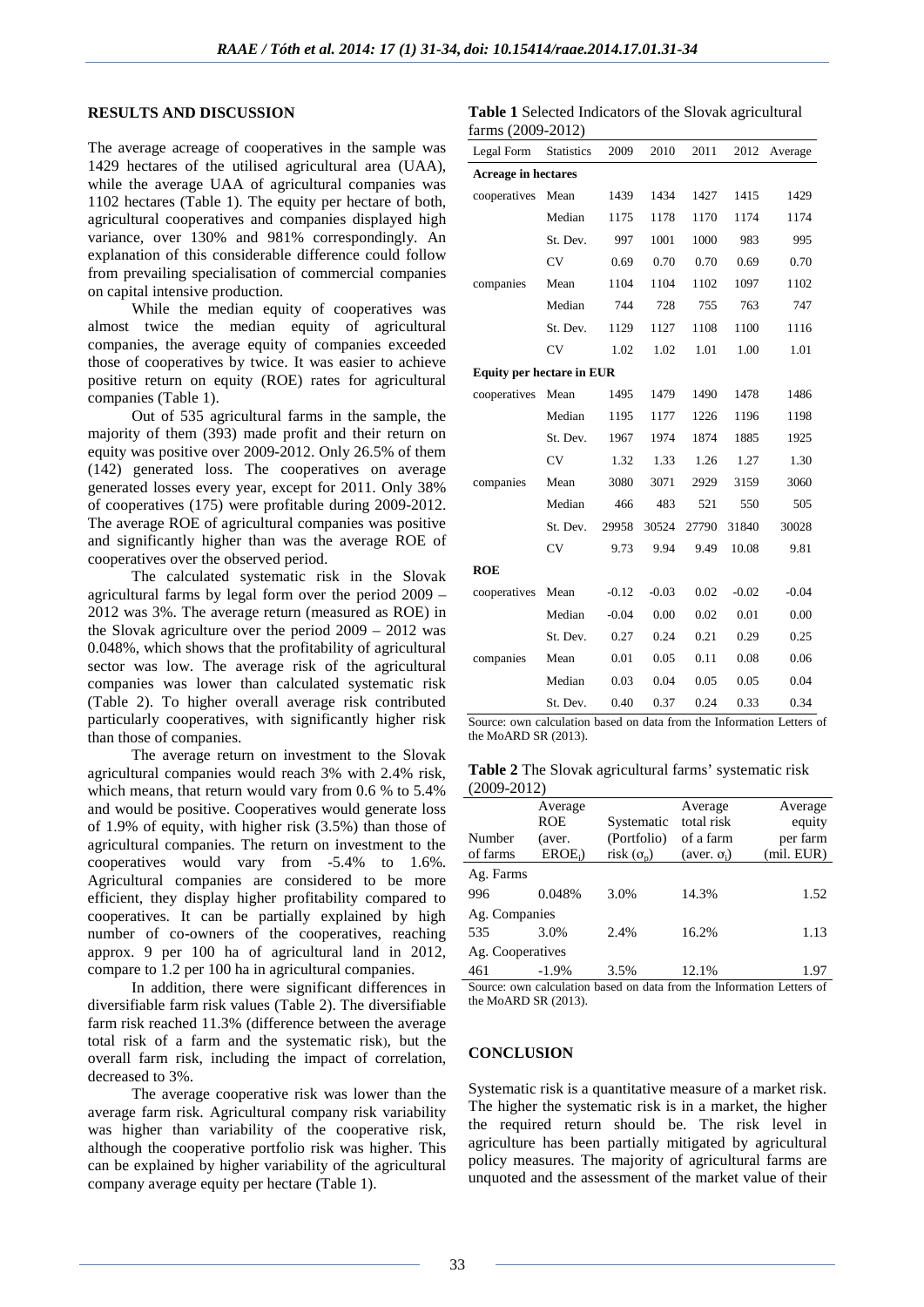## RESULTS AND DISCUSSION

The average acreage of cooperatives in the sample was 1429 hectares of the utilised agricultural area (UAA), while the average UAA of agricultural companies was 1102 hectares (Table 1). The equity per hectare of both, agricultural cooperatives and companies displayed high variance, over 130% and 981% correspondingly. An explanation of this considerable difference could follow from prevailing specialisation of commercial companies on capital intensive production.

While the median equity of cooperatives was almost twice the median equity of agricultural companies, the average equity of companies exceeded those of cooperatives by twice. It was easier to achieve positive return on equity (ROE) rates for agricultural companies (Table 1).

Out of 535 agricultural farms in the sample, the majority of them (393) made profit and their return on equity was positive over 2009-2012. Only 26.5% of them (142) generated loss. The cooperatives on average generated losses every year, except for 2011. Only 38% of cooperatives (175) were profitable during 2009-2012. The average ROE of agricultural companies was positive and significantly higher than was the average ROE of cooperatives over the observed period.

The calculated systematic risk in the Slovak agricultural farms by legal form over the period 2009 – 2012 was 3%. The average return (measured as ROE) in the Slovak agriculture over the period 2009 – 2012 was 0.048%, which shows that the profitability of agricultural sector was low. The average risk of the agricultural companies was lower than calculated systematic risk (Table 2). To higher overall average risk contributed particularly cooperatives, with significantly higher risk than those of companies.

The average return on investment to the Slovak agricultural companies would reach 3% with 2.4% risk, which means, that return would vary from 0.6 % to 5.4% and would be positive. Cooperatives would generate loss of 1.9% of equity, with higher risk (3.5%) than those of agricultural companies. The return on investment to the cooperatives would vary from -5.4% to 1.6%. Agricultural companies are considered to be more efficient, they display higher profitability compared to cooperatives. It can be partially explained by high number of co-owners of the cooperatives, reaching approx. 9 per 100 ha of agricultural land in 2012, compare to 1.2 per 100 ha in agricultural companies.

In addition, there were significant differences in diversifiable farm risk values (Table 2). The diversifiable farm risk reached 11.3% (difference between the average total risk of a farm and the systematic risk), but the overall farm risk, including the impact of correlation, decreased to 3%.

The average cooperative risk was lower than the average farm risk. Agricultural company risk variability was higher than variability of the cooperative risk, although the cooperative portfolio risk was higher. This can be explained by higher variability of the agricultural company average equity per hectare (Table 1).

**Table 1** Selected Indicators of the Slovak agricultural farms (2009-2012)

| Legal Form | Statistics | 2009 | 2010 | 2011 | 2012 | Average |
|---|---|---|---|---|---|---|
| **Acreage in hectares** | | | | | | |
| cooperatives | Mean | 1439 | 1434 | 1427 | 1415 | 1429 |
| | Median | 1175 | 1178 | 1170 | 1174 | 1174 |
| | St. Dev. | 997 | 1001 | 1000 | 983 | 995 |
| | CV | 0.69 | 0.70 | 0.70 | 0.69 | 0.70 |
| companies | Mean | 1104 | 1104 | 1102 | 1097 | 1102 |
| | Median | 744 | 728 | 755 | 763 | 747 |
| | St. Dev. | 1129 | 1127 | 1108 | 1100 | 1116 |
| | CV | 1.02 | 1.02 | 1.01 | 1.00 | 1.01 |
| **Equity per hectare in EUR** | | | | | | |
| cooperatives | Mean | 1495 | 1479 | 1490 | 1478 | 1486 |
| | Median | 1195 | 1177 | 1226 | 1196 | 1198 |
| | St. Dev. | 1967 | 1974 | 1874 | 1885 | 1925 |
| | CV | 1.32 | 1.33 | 1.26 | 1.27 | 1.30 |
| companies | Mean | 3080 | 3071 | 2929 | 3159 | 3060 |
| | Median | 466 | 483 | 521 | 550 | 505 |
| | St. Dev. | 29958 | 30524 | 27790 | 31840 | 30028 |
| | CV | 9.73 | 9.94 | 9.49 | 10.08 | 9.81 |
| **ROE** | | | | | | |
| cooperatives | Mean | -0.12 | -0.03 | 0.02 | -0.02 | -0.04 |
| | Median | -0.04 | 0.00 | 0.02 | 0.01 | 0.00 |
| | St. Dev. | 0.27 | 0.24 | 0.21 | 0.29 | 0.25 |
| companies | Mean | 0.01 | 0.05 | 0.11 | 0.08 | 0.06 |
| | Median | 0.03 | 0.04 | 0.05 | 0.05 | 0.04 |
| | St. Dev. | 0.40 | 0.37 | 0.24 | 0.33 | 0.34 |

Source: own calculation based on data from the Information Letters of the MoARD SR (2013).

**Table 2** The Slovak agricultural farms' systematic risk (2009-2012)

| Number of farms | Average ROE (aver. $EROE_i$) | Systematic (Portfolio) risk ($\sigma_p$) | Average total risk of a farm (aver. $\sigma_i$) | Average equity per farm (mil. EUR) |
|---|---|---|---|---|
| Ag. Farms | | | | |
| 996 | 0.048% | 3.0% | 14.3% | 1.52 |
| Ag. Companies | | | | |
| 535 | 3.0% | 2.4% | 16.2% | 1.13 |
| Ag. Cooperatives | | | | |
| 461 | -1.9% | 3.5% | 12.1% | 1.97 |

Source: own calculation based on data from the Information Letters of the MoARD SR (2013).

## CONCLUSION

Systematic risk is a quantitative measure of a market risk. The higher the systematic risk is in a market, the higher the required return should be. The risk level in agriculture has been partially mitigated by agricultural policy measures. The majority of agricultural farms are unquoted and the assessment of the market value of their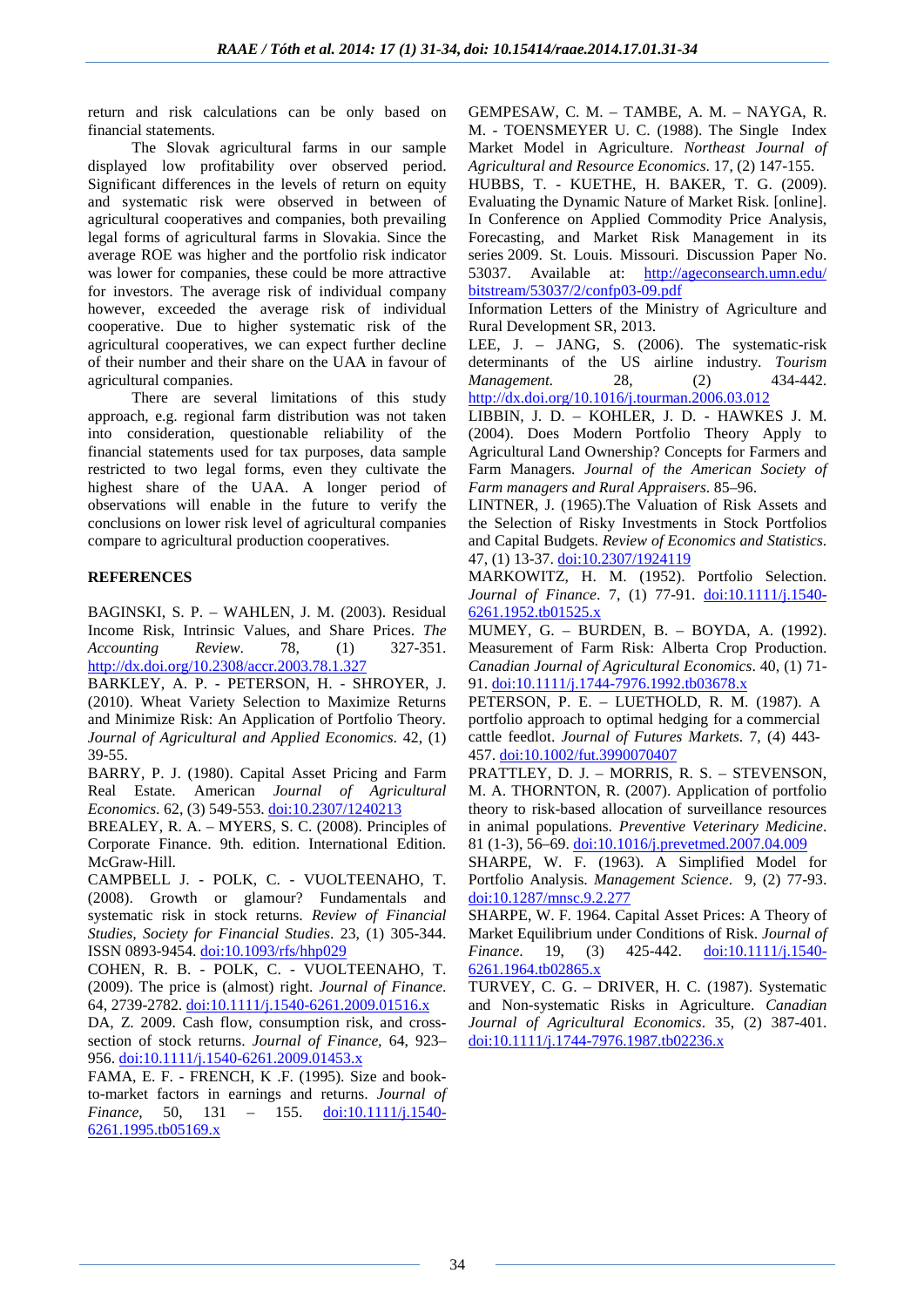return and risk calculations can be only based on financial statements.

The Slovak agricultural farms in our sample displayed low profitability over observed period. Significant differences in the levels of return on equity and systematic risk were observed in between of agricultural cooperatives and companies, both prevailing legal forms of agricultural farms in Slovakia. Since the average ROE was higher and the portfolio risk indicator was lower for companies, these could be more attractive for investors. The average risk of individual company however, exceeded the average risk of individual cooperative. Due to higher systematic risk of the agricultural cooperatives, we can expect further decline of their number and their share on the UAA in favour of agricultural companies.

There are several limitations of this study approach, e.g. regional farm distribution was not taken into consideration, questionable reliability of the financial statements used for tax purposes, data sample restricted to two legal forms, even they cultivate the highest share of the UAA. A longer period of observations will enable in the future to verify the conclusions on lower risk level of agricultural companies compare to agricultural production cooperatives.

## REFERENCES

BAGINSKI, S. P. – WAHLEN, J. M. (2003). Residual Income Risk, Intrinsic Values, and Share Prices. *The Accounting Review*. 78, (1) 327-351. http://dx.doi.org/10.2308/accr.2003.78.1.327

BARKLEY, A. P. - PETERSON, H. - SHROYER, J. (2010). Wheat Variety Selection to Maximize Returns and Minimize Risk: An Application of Portfolio Theory. *Journal of Agricultural and Applied Economics*. 42, (1) 39-55.

BARRY, P. J. (1980). Capital Asset Pricing and Farm Real Estate. American *Journal of Agricultural Economics*. 62, (3) 549-553. doi:10.2307/1240213

BREALEY, R. A. – MYERS, S. C. (2008). Principles of Corporate Finance. 9th. edition. International Edition. McGraw-Hill.

CAMPBELL J. - POLK, C. - VUOLTEENAHO, T. (2008). Growth or glamour? Fundamentals and systematic risk in stock returns. *Review of Financial Studies, Society for Financial Studies*. 23, (1) 305-344. ISSN 0893-9454. doi:10.1093/rfs/hhp029

COHEN, R. B. - POLK, C. - VUOLTEENAHO, T. (2009). The price is (almost) right. *Journal of Finance*. 64, 2739-2782. doi:10.1111/j.1540-6261.2009.01516.x

DA, Z. 2009. Cash flow, consumption risk, and cross-section of stock returns. *Journal of Finance*, 64, 923–956. doi:10.1111/j.1540-6261.2009.01453.x

FAMA, E. F. - FRENCH, K .F. (1995). Size and book-to-market factors in earnings and returns. *Journal of Finance*, 50, 131 – 155. doi:10.1111/j.1540-6261.1995.tb05169.x

GEMPESAW, C. M. – TAMBE, A. M. – NAYGA, R. M. - TOENSMEYER U. C. (1988). The Single Index Market Model in Agriculture. *Northeast Journal of Agricultural and Resource Economics*. 17, (2) 147-155.

HUBBS, T. - KUETHE, H. BAKER, T. G. (2009). Evaluating the Dynamic Nature of Market Risk. [online]. In Conference on Applied Commodity Price Analysis, Forecasting, and Market Risk Management in its series 2009. St. Louis. Missouri. Discussion Paper No. 53037. Available at: http://ageconsearch.umn.edu/bitstream/53037/2/confp03-09.pdf

Information Letters of the Ministry of Agriculture and Rural Development SR, 2013.

LEE, J. – JANG, S. (2006). The systematic-risk determinants of the US airline industry. *Tourism Management*. 28, (2) 434-442. http://dx.doi.org/10.1016/j.tourman.2006.03.012

LIBBIN, J. D. – KOHLER, J. D. - HAWKES J. M. (2004). Does Modern Portfolio Theory Apply to Agricultural Land Ownership? Concepts for Farmers and Farm Managers. *Journal of the American Society of Farm managers and Rural Appraisers*. 85–96.

LINTNER, J. (1965).The Valuation of Risk Assets and the Selection of Risky Investments in Stock Portfolios and Capital Budgets. *Review of Economics and Statistics*. 47, (1) 13-37. doi:10.2307/1924119

MARKOWITZ, H. M. (1952). Portfolio Selection. *Journal of Finance*. 7, (1) 77-91. doi:10.1111/j.1540-6261.1952.tb01525.x

MUMEY, G. – BURDEN, B. – BOYDA, A. (1992). Measurement of Farm Risk: Alberta Crop Production. *Canadian Journal of Agricultural Economics*. 40, (1) 71-91. doi:10.1111/j.1744-7976.1992.tb03678.x

PETERSON, P. E. – LUETHOLD, R. M. (1987). A portfolio approach to optimal hedging for a commercial cattle feedlot. *Journal of Futures Markets*. 7, (4) 443-457. doi:10.1002/fut.3990070407

PRATTLEY, D. J. – MORRIS, R. S. – STEVENSON, M. A. THORNTON, R. (2007). Application of portfolio theory to risk-based allocation of surveillance resources in animal populations. *Preventive Veterinary Medicine*. 81 (1-3), 56–69. doi:10.1016/j.prevetmed.2007.04.009

SHARPE, W. F. (1963). A Simplified Model for Portfolio Analysis. *Management Science*. 9, (2) 77-93. doi:10.1287/mnsc.9.2.277

SHARPE, W. F. 1964. Capital Asset Prices: A Theory of Market Equilibrium under Conditions of Risk. *Journal of Finance*. 19, (3) 425-442. doi:10.1111/j.1540-6261.1964.tb02865.x

TURVEY, C. G. – DRIVER, H. C. (1987). Systematic and Non-systematic Risks in Agriculture. *Canadian Journal of Agricultural Economics*. 35, (2) 387-401. doi:10.1111/j.1744-7976.1987.tb02236.x